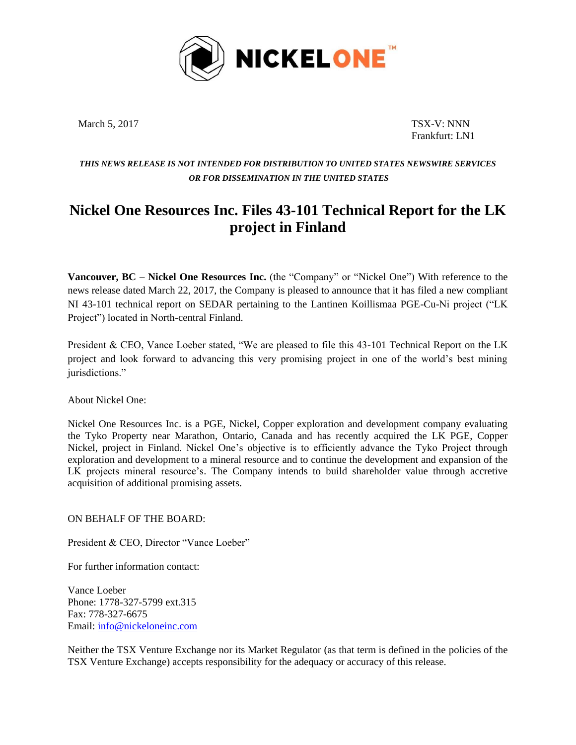NICKELONE™

March 5, 2017

TSX-V: NNN
Frankfurt: LN1

***THIS NEWS RELEASE IS NOT INTENDED FOR DISTRIBUTION TO UNITED STATES NEWSWIRE SERVICES OR FOR DISSEMINATION IN THE UNITED STATES***

# Nickel One Resources Inc. Files 43-101 Technical Report for the LK project in Finland

**Vancouver, BC – Nickel One Resources Inc.** (the "Company" or "Nickel One") With reference to the news release dated March 22, 2017, the Company is pleased to announce that it has filed a new compliant NI 43-101 technical report on SEDAR pertaining to the Lantinen Koillismaa PGE-Cu-Ni project ("LK Project") located in North-central Finland.

President & CEO, Vance Loeber stated, "We are pleased to file this 43-101 Technical Report on the LK project and look forward to advancing this very promising project in one of the world's best mining jurisdictions."

About Nickel One:

Nickel One Resources Inc. is a PGE, Nickel, Copper exploration and development company evaluating the Tyko Property near Marathon, Ontario, Canada and has recently acquired the LK PGE, Copper Nickel, project in Finland. Nickel One's objective is to efficiently advance the Tyko Project through exploration and development to a mineral resource and to continue the development and expansion of the LK projects mineral resource's. The Company intends to build shareholder value through accretive acquisition of additional promising assets.

ON BEHALF OF THE BOARD:

President & CEO, Director "Vance Loeber"

For further information contact:

Vance Loeber
Phone: 1778-327-5799 ext.315
Fax: 778-327-6675
Email: info@nickeloneinc.com

Neither the TSX Venture Exchange nor its Market Regulator (as that term is defined in the policies of the TSX Venture Exchange) accepts responsibility for the adequacy or accuracy of this release.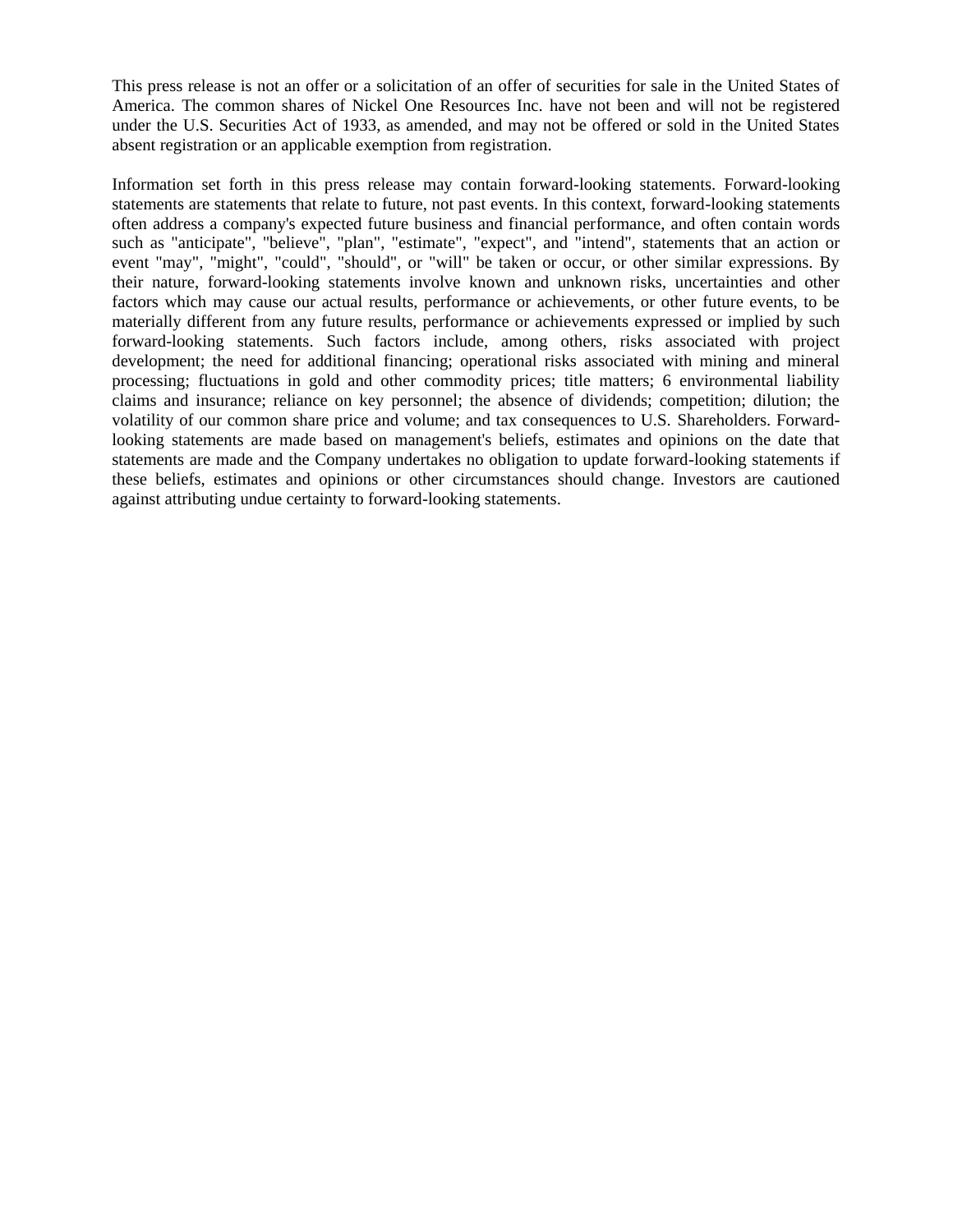This press release is not an offer or a solicitation of an offer of securities for sale in the United States of America. The common shares of Nickel One Resources Inc. have not been and will not be registered under the U.S. Securities Act of 1933, as amended, and may not be offered or sold in the United States absent registration or an applicable exemption from registration.

Information set forth in this press release may contain forward-looking statements. Forward-looking statements are statements that relate to future, not past events. In this context, forward-looking statements often address a company's expected future business and financial performance, and often contain words such as "anticipate", "believe", "plan", "estimate", "expect", and "intend", statements that an action or event "may", "might", "could", "should", or "will" be taken or occur, or other similar expressions. By their nature, forward-looking statements involve known and unknown risks, uncertainties and other factors which may cause our actual results, performance or achievements, or other future events, to be materially different from any future results, performance or achievements expressed or implied by such forward-looking statements. Such factors include, among others, risks associated with project development; the need for additional financing; operational risks associated with mining and mineral processing; fluctuations in gold and other commodity prices; title matters; 6 environmental liability claims and insurance; reliance on key personnel; the absence of dividends; competition; dilution; the volatility of our common share price and volume; and tax consequences to U.S. Shareholders. Forward-looking statements are made based on management's beliefs, estimates and opinions on the date that statements are made and the Company undertakes no obligation to update forward-looking statements if these beliefs, estimates and opinions or other circumstances should change. Investors are cautioned against attributing undue certainty to forward-looking statements.